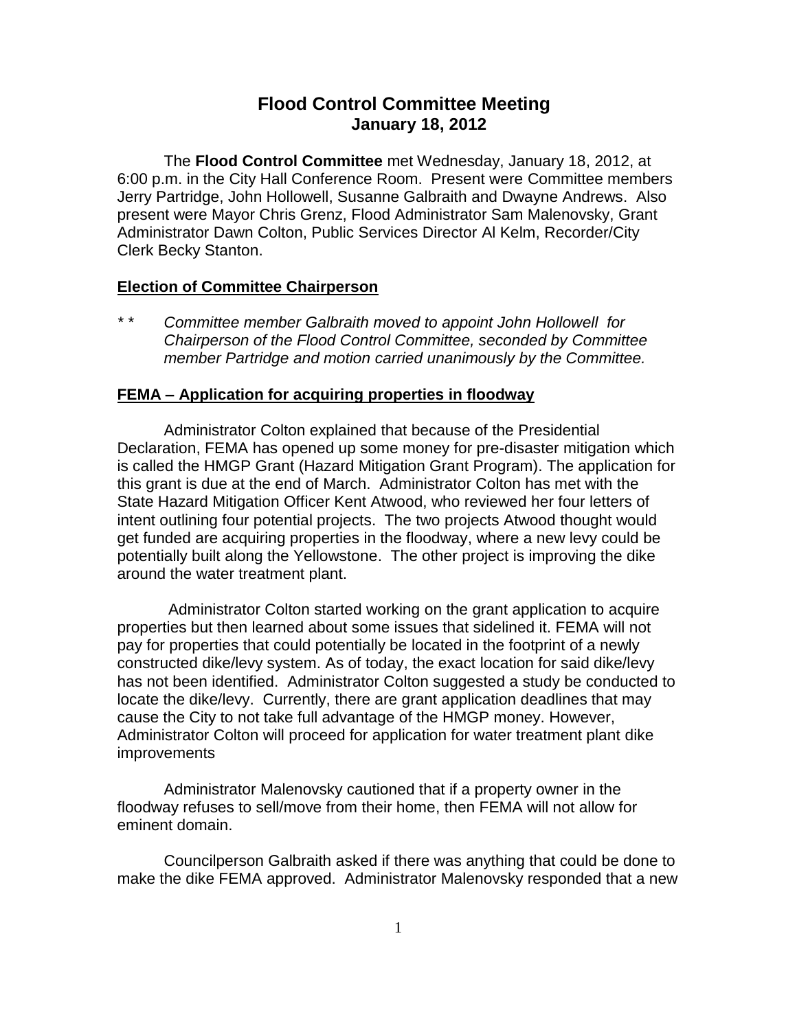# Flood Control Committee Meeting
## January 18, 2012

The **Flood Control Committee** met Wednesday, January 18, 2012, at 6:00 p.m. in the City Hall Conference Room. Present were Committee members Jerry Partridge, John Hollowell, Susanne Galbraith and Dwayne Andrews. Also present were Mayor Chris Grenz, Flood Administrator Sam Malenovsky, Grant Administrator Dawn Colton, Public Services Director Al Kelm, Recorder/City Clerk Becky Stanton.

**<u>Election of Committee Chairperson</u>**

\* \* *Committee member Galbraith moved to appoint John Hollowell for Chairperson of the Flood Control Committee, seconded by Committee member Partridge and motion carried unanimously by the Committee.*

**<u>FEMA – Application for acquiring properties in floodway</u>**

Administrator Colton explained that because of the Presidential Declaration, FEMA has opened up some money for pre-disaster mitigation which is called the HMGP Grant (Hazard Mitigation Grant Program). The application for this grant is due at the end of March. Administrator Colton has met with the State Hazard Mitigation Officer Kent Atwood, who reviewed her four letters of intent outlining four potential projects. The two projects Atwood thought would get funded are acquiring properties in the floodway, where a new levy could be potentially built along the Yellowstone. The other project is improving the dike around the water treatment plant.

Administrator Colton started working on the grant application to acquire properties but then learned about some issues that sidelined it. FEMA will not pay for properties that could potentially be located in the footprint of a newly constructed dike/levy system. As of today, the exact location for said dike/levy has not been identified. Administrator Colton suggested a study be conducted to locate the dike/levy. Currently, there are grant application deadlines that may cause the City to not take full advantage of the HMGP money. However, Administrator Colton will proceed for application for water treatment plant dike improvements

Administrator Malenovsky cautioned that if a property owner in the floodway refuses to sell/move from their home, then FEMA will not allow for eminent domain.

Councilperson Galbraith asked if there was anything that could be done to make the dike FEMA approved. Administrator Malenovsky responded that a new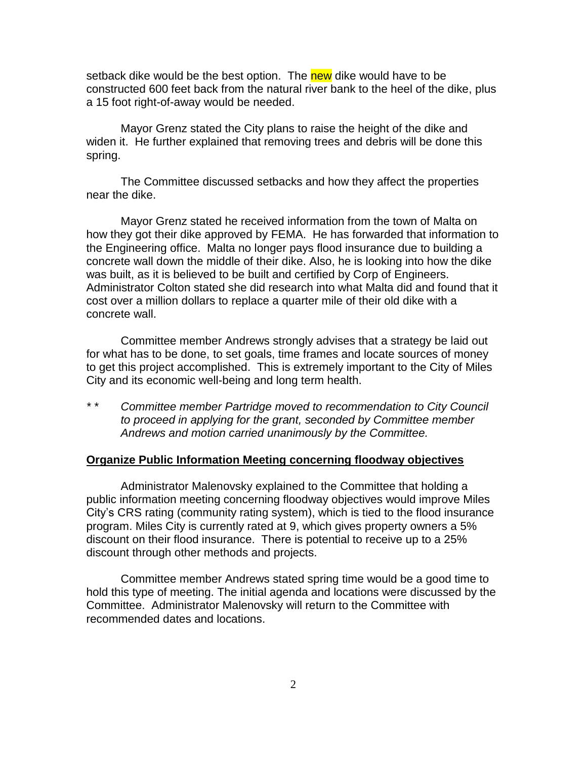setback dike would be the best option. The new dike would have to be constructed 600 feet back from the natural river bank to the heel of the dike, plus a 15 foot right-of-away would be needed.

Mayor Grenz stated the City plans to raise the height of the dike and widen it. He further explained that removing trees and debris will be done this spring.

The Committee discussed setbacks and how they affect the properties near the dike.

Mayor Grenz stated he received information from the town of Malta on how they got their dike approved by FEMA. He has forwarded that information to the Engineering office. Malta no longer pays flood insurance due to building a concrete wall down the middle of their dike. Also, he is looking into how the dike was built, as it is believed to be built and certified by Corp of Engineers. Administrator Colton stated she did research into what Malta did and found that it cost over a million dollars to replace a quarter mile of their old dike with a concrete wall.

Committee member Andrews strongly advises that a strategy be laid out for what has to be done, to set goals, time frames and locate sources of money to get this project accomplished. This is extremely important to the City of Miles City and its economic well-being and long term health.

\* \* *Committee member Partridge moved to recommendation to City Council to proceed in applying for the grant, seconded by Committee member Andrews and motion carried unanimously by the Committee.*

**Organize Public Information Meeting concerning floodway objectives**

Administrator Malenovsky explained to the Committee that holding a public information meeting concerning floodway objectives would improve Miles City's CRS rating (community rating system), which is tied to the flood insurance program. Miles City is currently rated at 9, which gives property owners a 5% discount on their flood insurance. There is potential to receive up to a 25% discount through other methods and projects.

Committee member Andrews stated spring time would be a good time to hold this type of meeting. The initial agenda and locations were discussed by the Committee. Administrator Malenovsky will return to the Committee with recommended dates and locations.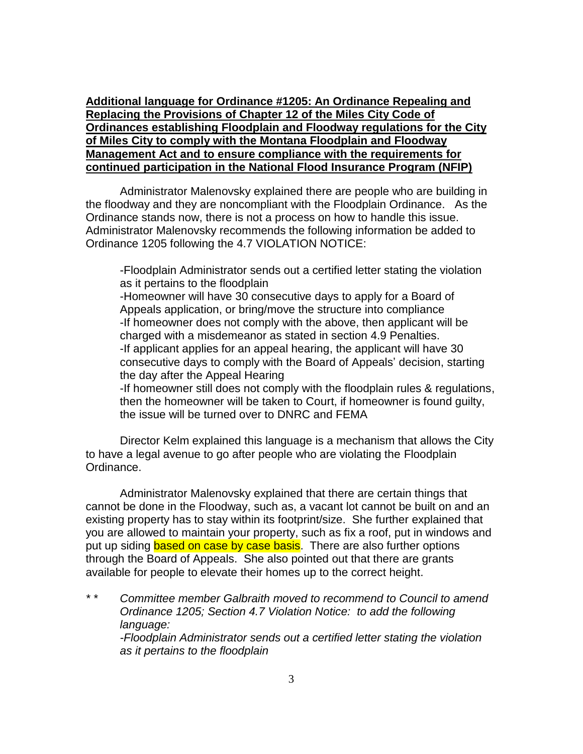**Additional language for Ordinance #1205: An Ordinance Repealing and Replacing the Provisions of Chapter 12 of the Miles City Code of Ordinances establishing Floodplain and Floodway regulations for the City of Miles City to comply with the Montana Floodplain and Floodway Management Act and to ensure compliance with the requirements for continued participation in the National Flood Insurance Program (NFIP)**

Administrator Malenovsky explained there are people who are building in the floodway and they are noncompliant with the Floodplain Ordinance. As the Ordinance stands now, there is not a process on how to handle this issue. Administrator Malenovsky recommends the following information be added to Ordinance 1205 following the 4.7 VIOLATION NOTICE:

-Floodplain Administrator sends out a certified letter stating the violation as it pertains to the floodplain
-Homeowner will have 30 consecutive days to apply for a Board of Appeals application, or bring/move the structure into compliance
-If homeowner does not comply with the above, then applicant will be charged with a misdemeanor as stated in section 4.9 Penalties.
-If applicant applies for an appeal hearing, the applicant will have 30 consecutive days to comply with the Board of Appeals' decision, starting the day after the Appeal Hearing
-If homeowner still does not comply with the floodplain rules & regulations, then the homeowner will be taken to Court, if homeowner is found guilty, the issue will be turned over to DNRC and FEMA

Director Kelm explained this language is a mechanism that allows the City to have a legal avenue to go after people who are violating the Floodplain Ordinance.

Administrator Malenovsky explained that there are certain things that cannot be done in the Floodway, such as, a vacant lot cannot be built on and an existing property has to stay within its footprint/size. She further explained that you are allowed to maintain your property, such as fix a roof, put in windows and put up siding based on case by case basis. There are also further options through the Board of Appeals. She also pointed out that there are grants available for people to elevate their homes up to the correct height.

\* \* *Committee member Galbraith moved to recommend to Council to amend Ordinance 1205; Section 4.7 Violation Notice: to add the following language:*
*-Floodplain Administrator sends out a certified letter stating the violation as it pertains to the floodplain*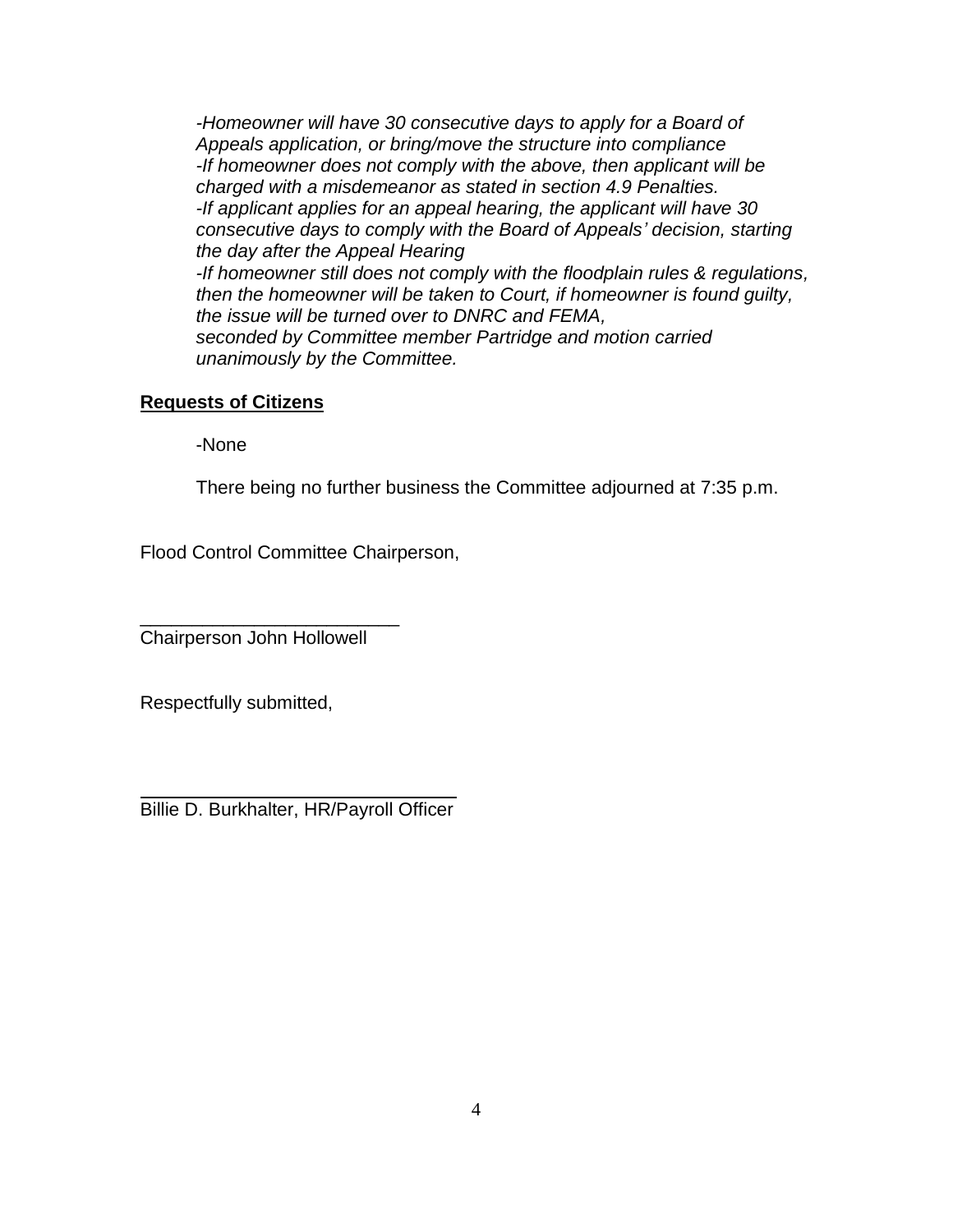*-Homeowner will have 30 consecutive days to apply for a Board of Appeals application, or bring/move the structure into compliance*
*-If homeowner does not comply with the above, then applicant will be charged with a misdemeanor as stated in section 4.9 Penalties.*
*-If applicant applies for an appeal hearing, the applicant will have 30 consecutive days to comply with the Board of Appeals' decision, starting the day after the Appeal Hearing*
*-If homeowner still does not comply with the floodplain rules & regulations, then the homeowner will be taken to Court, if homeowner is found guilty, the issue will be turned over to DNRC and FEMA,*
*seconded by Committee member Partridge and motion carried unanimously by the Committee.*

**Requests of Citizens**

-None

There being no further business the Committee adjourned at 7:35 p.m.

Flood Control Committee Chairperson,

__________________________
Chairperson John Hollowell

Respectfully submitted,

__________________________
Billie D. Burkhalter, HR/Payroll Officer